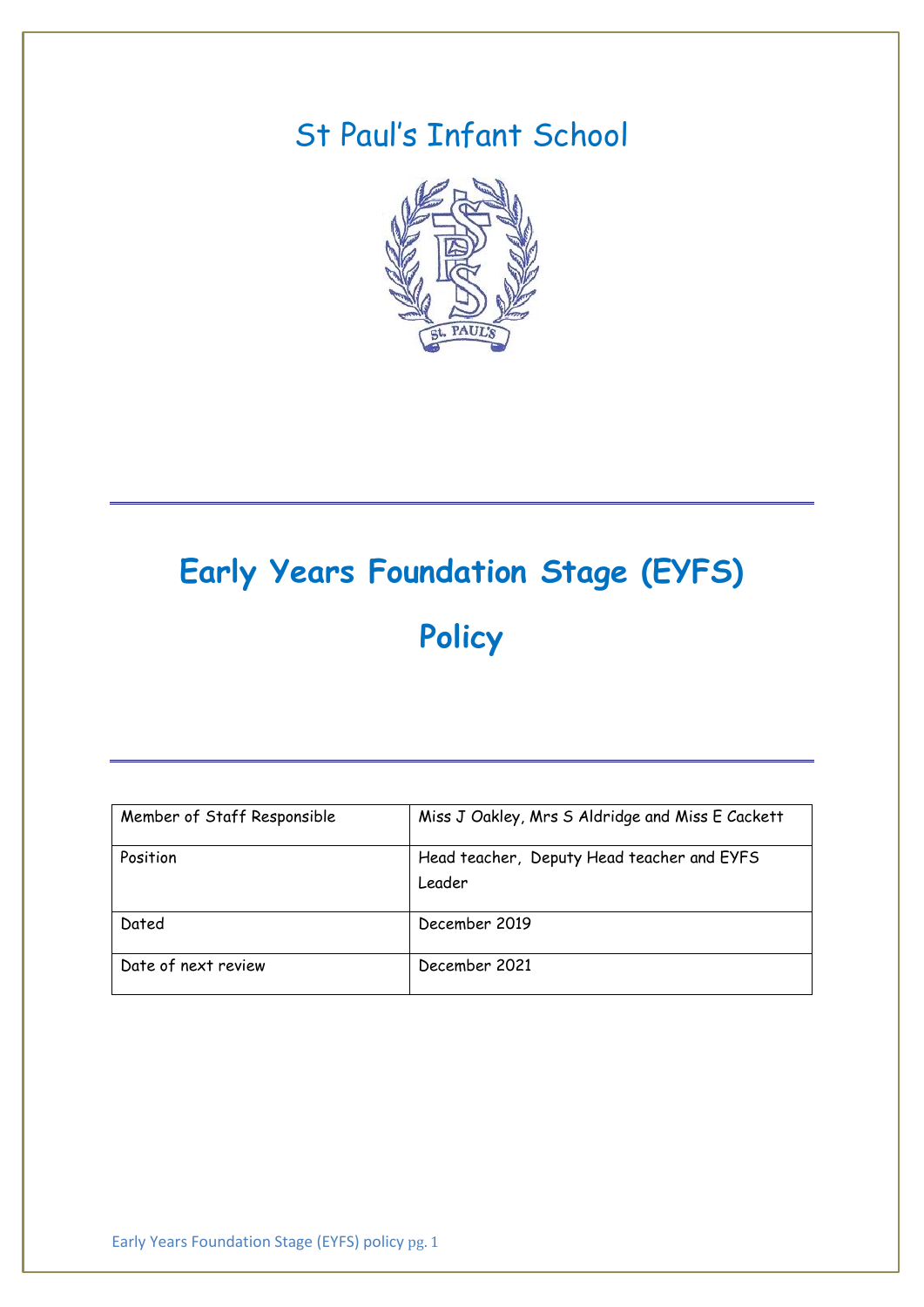# St Paul's Infant School

# Early Years Foundation Stage (EYFS) Policy

| Member of Staff Responsible | Miss J Oakley, Mrs S Aldridge and Miss E Cackett |
|---|---|
| Position | Head teacher, Deputy Head teacher and EYFS Leader |
| Dated | December 2019 |
| Date of next review | December 2021 |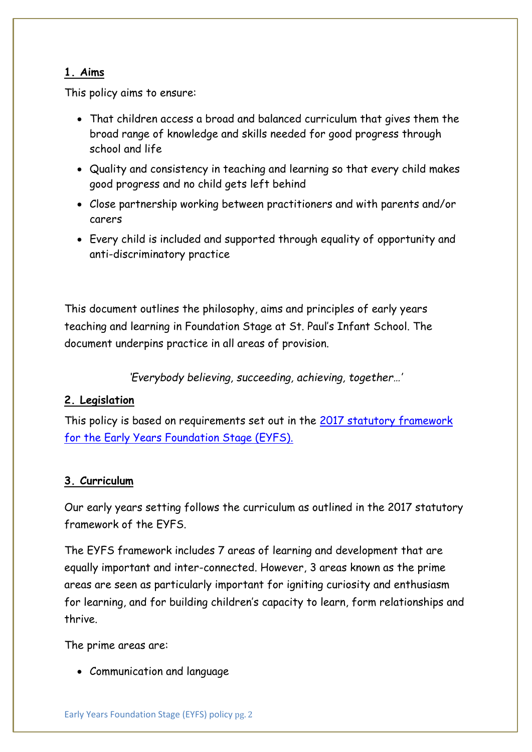## 1. Aims

This policy aims to ensure:

- That children access a broad and balanced curriculum that gives them the broad range of knowledge and skills needed for good progress through school and life
- Quality and consistency in teaching and learning so that every child makes good progress and no child gets left behind
- Close partnership working between practitioners and with parents and/or carers
- Every child is included and supported through equality of opportunity and anti-discriminatory practice

This document outlines the philosophy, aims and principles of early years teaching and learning in Foundation Stage at St. Paul's Infant School. The document underpins practice in all areas of provision.

*'Everybody believing, succeeding, achieving, together…'*

## 2. Legislation

This policy is based on requirements set out in the [2017 statutory framework for the Early Years Foundation Stage (EYFS).]()

## 3. Curriculum

Our early years setting follows the curriculum as outlined in the 2017 statutory framework of the EYFS.

The EYFS framework includes 7 areas of learning and development that are equally important and inter-connected. However, 3 areas known as the prime areas are seen as particularly important for igniting curiosity and enthusiasm for learning, and for building children's capacity to learn, form relationships and thrive.

The prime areas are:

- Communication and language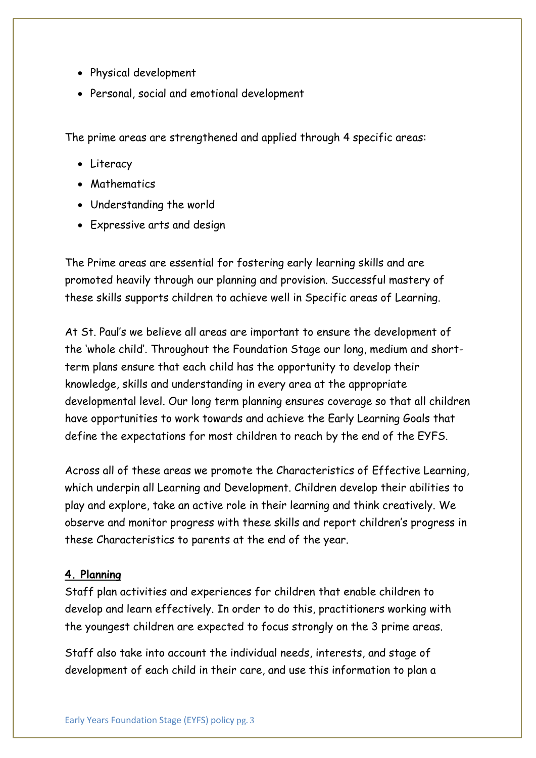- Physical development
- Personal, social and emotional development

The prime areas are strengthened and applied through 4 specific areas:

- Literacy
- Mathematics
- Understanding the world
- Expressive arts and design

The Prime areas are essential for fostering early learning skills and are promoted heavily through our planning and provision. Successful mastery of these skills supports children to achieve well in Specific areas of Learning.

At St. Paul's we believe all areas are important to ensure the development of the 'whole child'. Throughout the Foundation Stage our long, medium and short-term plans ensure that each child has the opportunity to develop their knowledge, skills and understanding in every area at the appropriate developmental level. Our long term planning ensures coverage so that all children have opportunities to work towards and achieve the Early Learning Goals that define the expectations for most children to reach by the end of the EYFS.

Across all of these areas we promote the Characteristics of Effective Learning, which underpin all Learning and Development. Children develop their abilities to play and explore, take an active role in their learning and think creatively. We observe and monitor progress with these skills and report children's progress in these Characteristics to parents at the end of the year.

## 4. Planning

Staff plan activities and experiences for children that enable children to develop and learn effectively. In order to do this, practitioners working with the youngest children are expected to focus strongly on the 3 prime areas.

Staff also take into account the individual needs, interests, and stage of development of each child in their care, and use this information to plan a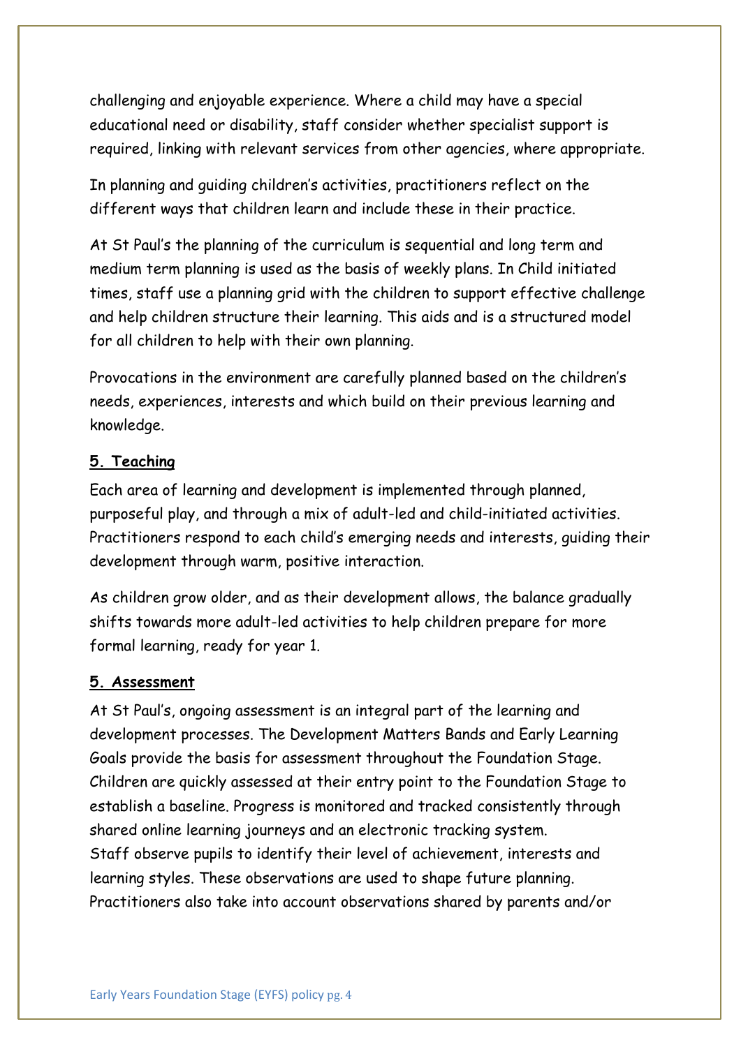challenging and enjoyable experience. Where a child may have a special educational need or disability, staff consider whether specialist support is required, linking with relevant services from other agencies, where appropriate.

In planning and guiding children's activities, practitioners reflect on the different ways that children learn and include these in their practice.

At St Paul's the planning of the curriculum is sequential and long term and medium term planning is used as the basis of weekly plans. In Child initiated times, staff use a planning grid with the children to support effective challenge and help children structure their learning. This aids and is a structured model for all children to help with their own planning.

Provocations in the environment are carefully planned based on the children's needs, experiences, interests and which build on their previous learning and knowledge.

## 5. Teaching

Each area of learning and development is implemented through planned, purposeful play, and through a mix of adult-led and child-initiated activities. Practitioners respond to each child's emerging needs and interests, guiding their development through warm, positive interaction.

As children grow older, and as their development allows, the balance gradually shifts towards more adult-led activities to help children prepare for more formal learning, ready for year 1.

## 5. Assessment

At St Paul's, ongoing assessment is an integral part of the learning and development processes. The Development Matters Bands and Early Learning Goals provide the basis for assessment throughout the Foundation Stage. Children are quickly assessed at their entry point to the Foundation Stage to establish a baseline. Progress is monitored and tracked consistently through shared online learning journeys and an electronic tracking system.
Staff observe pupils to identify their level of achievement, interests and learning styles. These observations are used to shape future planning. Practitioners also take into account observations shared by parents and/or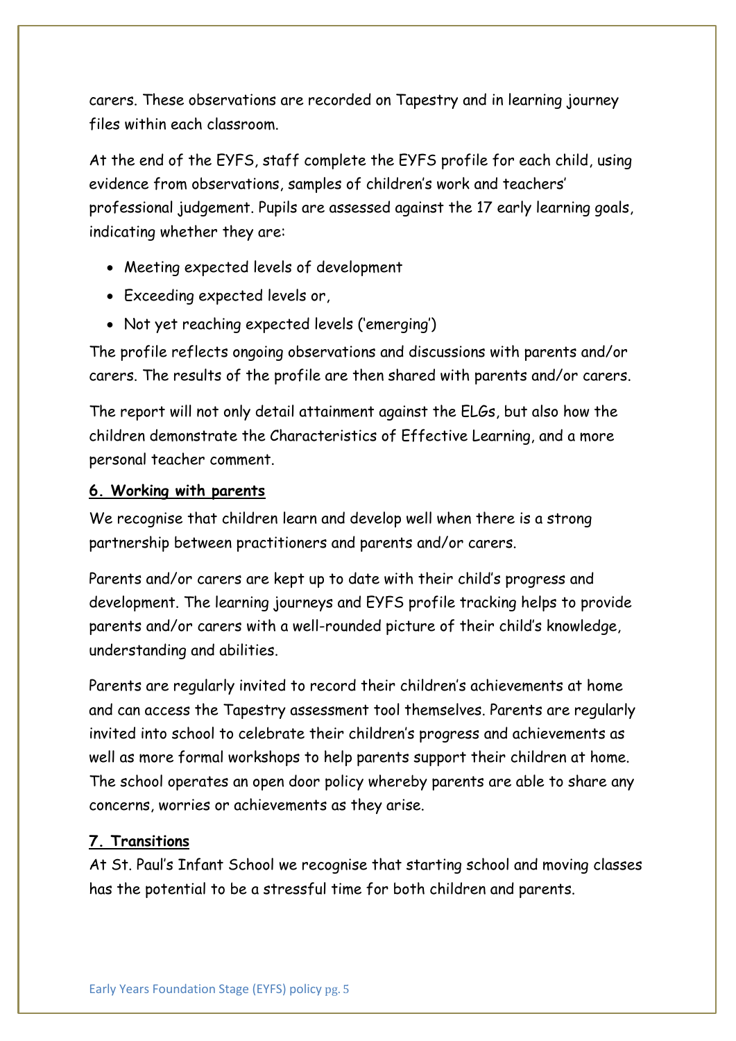carers. These observations are recorded on Tapestry and in learning journey files within each classroom.

At the end of the EYFS, staff complete the EYFS profile for each child, using evidence from observations, samples of children's work and teachers' professional judgement. Pupils are assessed against the 17 early learning goals, indicating whether they are:

- Meeting expected levels of development
- Exceeding expected levels or,
- Not yet reaching expected levels ('emerging')

The profile reflects ongoing observations and discussions with parents and/or carers. The results of the profile are then shared with parents and/or carers.

The report will not only detail attainment against the ELGs, but also how the children demonstrate the Characteristics of Effective Learning, and a more personal teacher comment.

## 6. Working with parents

We recognise that children learn and develop well when there is a strong partnership between practitioners and parents and/or carers.

Parents and/or carers are kept up to date with their child's progress and development. The learning journeys and EYFS profile tracking helps to provide parents and/or carers with a well-rounded picture of their child's knowledge, understanding and abilities.

Parents are regularly invited to record their children's achievements at home and can access the Tapestry assessment tool themselves. Parents are regularly invited into school to celebrate their children's progress and achievements as well as more formal workshops to help parents support their children at home. The school operates an open door policy whereby parents are able to share any concerns, worries or achievements as they arise.

## 7. Transitions

At St. Paul's Infant School we recognise that starting school and moving classes has the potential to be a stressful time for both children and parents.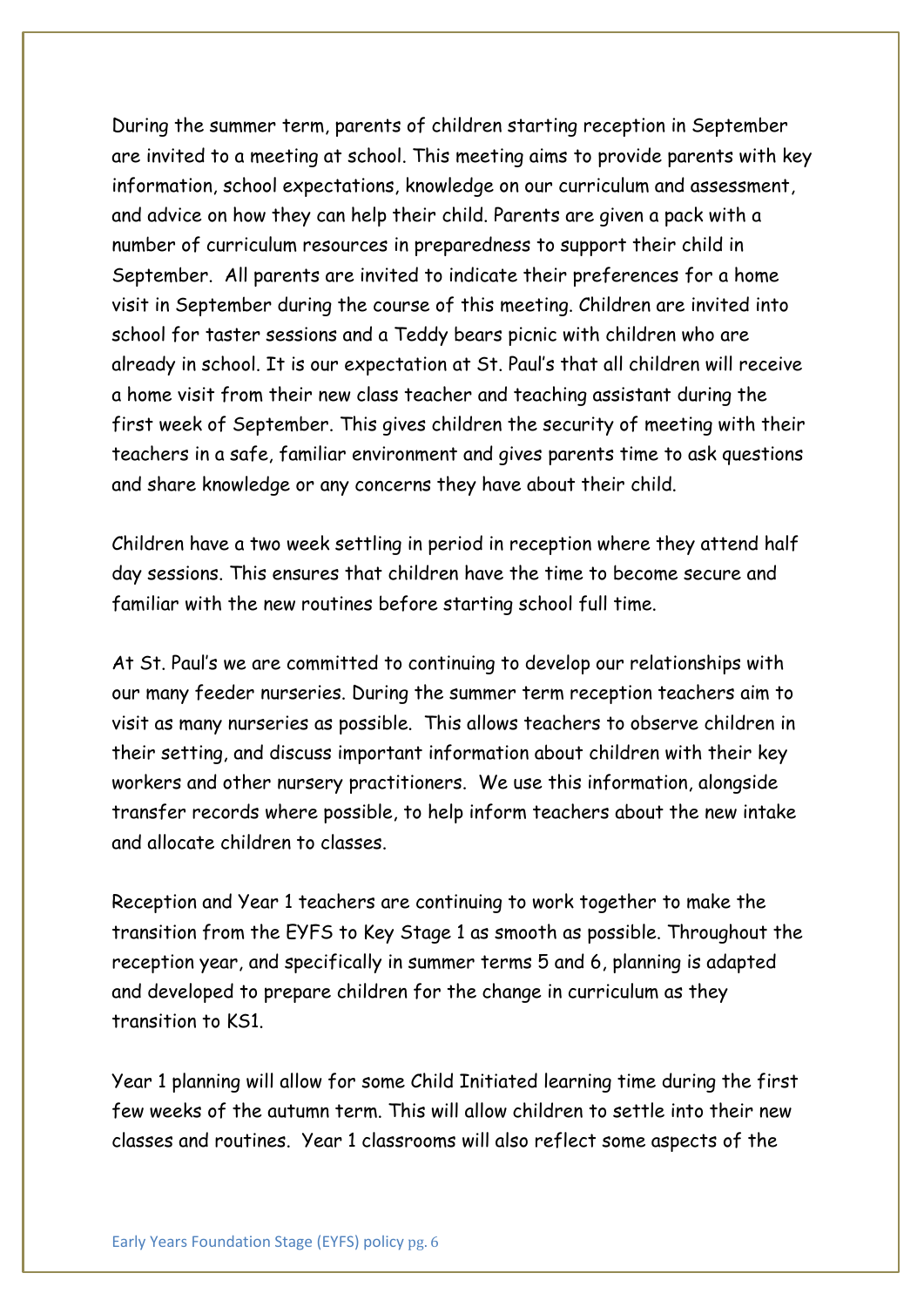During the summer term, parents of children starting reception in September are invited to a meeting at school. This meeting aims to provide parents with key information, school expectations, knowledge on our curriculum and assessment, and advice on how they can help their child. Parents are given a pack with a number of curriculum resources in preparedness to support their child in September. All parents are invited to indicate their preferences for a home visit in September during the course of this meeting. Children are invited into school for taster sessions and a Teddy bears picnic with children who are already in school. It is our expectation at St. Paul's that all children will receive a home visit from their new class teacher and teaching assistant during the first week of September. This gives children the security of meeting with their teachers in a safe, familiar environment and gives parents time to ask questions and share knowledge or any concerns they have about their child.

Children have a two week settling in period in reception where they attend half day sessions. This ensures that children have the time to become secure and familiar with the new routines before starting school full time.

At St. Paul's we are committed to continuing to develop our relationships with our many feeder nurseries. During the summer term reception teachers aim to visit as many nurseries as possible. This allows teachers to observe children in their setting, and discuss important information about children with their key workers and other nursery practitioners. We use this information, alongside transfer records where possible, to help inform teachers about the new intake and allocate children to classes.

Reception and Year 1 teachers are continuing to work together to make the transition from the EYFS to Key Stage 1 as smooth as possible. Throughout the reception year, and specifically in summer terms 5 and 6, planning is adapted and developed to prepare children for the change in curriculum as they transition to KS1.

Year 1 planning will allow for some Child Initiated learning time during the first few weeks of the autumn term. This will allow children to settle into their new classes and routines. Year 1 classrooms will also reflect some aspects of the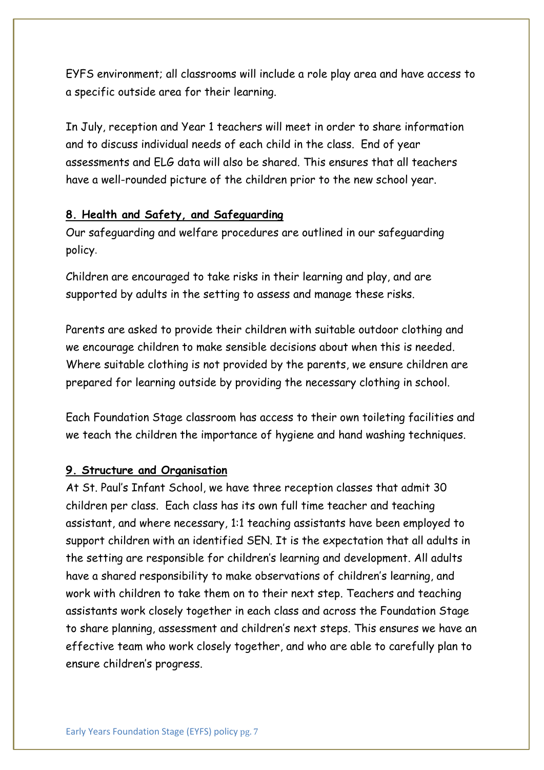EYFS environment; all classrooms will include a role play area and have access to a specific outside area for their learning.

In July, reception and Year 1 teachers will meet in order to share information and to discuss individual needs of each child in the class. End of year assessments and ELG data will also be shared. This ensures that all teachers have a well-rounded picture of the children prior to the new school year.

## 8. Health and Safety, and Safeguarding

Our safeguarding and welfare procedures are outlined in our safeguarding policy.

Children are encouraged to take risks in their learning and play, and are supported by adults in the setting to assess and manage these risks.

Parents are asked to provide their children with suitable outdoor clothing and we encourage children to make sensible decisions about when this is needed. Where suitable clothing is not provided by the parents, we ensure children are prepared for learning outside by providing the necessary clothing in school.

Each Foundation Stage classroom has access to their own toileting facilities and we teach the children the importance of hygiene and hand washing techniques.

## 9. Structure and Organisation

At St. Paul's Infant School, we have three reception classes that admit 30 children per class. Each class has its own full time teacher and teaching assistant, and where necessary, 1:1 teaching assistants have been employed to support children with an identified SEN. It is the expectation that all adults in the setting are responsible for children's learning and development. All adults have a shared responsibility to make observations of children's learning, and work with children to take them on to their next step. Teachers and teaching assistants work closely together in each class and across the Foundation Stage to share planning, assessment and children's next steps. This ensures we have an effective team who work closely together, and who are able to carefully plan to ensure children's progress.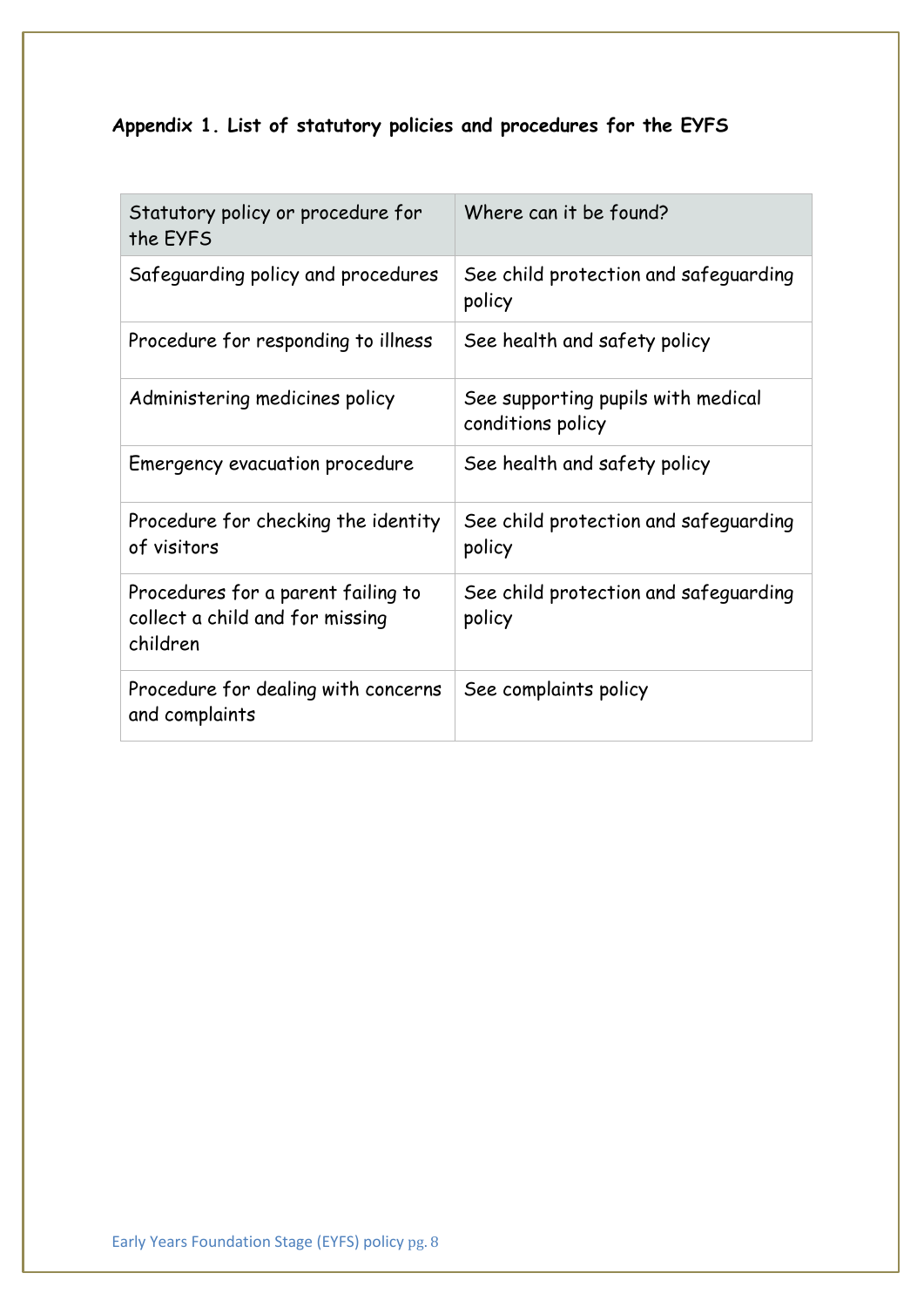**Appendix 1. List of statutory policies and procedures for the EYFS**

| Statutory policy or procedure for the EYFS | Where can it be found? |
| --- | --- |
| Safeguarding policy and procedures | See child protection and safeguarding policy |
| Procedure for responding to illness | See health and safety policy |
| Administering medicines policy | See supporting pupils with medical conditions policy |
| Emergency evacuation procedure | See health and safety policy |
| Procedure for checking the identity of visitors | See child protection and safeguarding policy |
| Procedures for a parent failing to collect a child and for missing children | See child protection and safeguarding policy |
| Procedure for dealing with concerns and complaints | See complaints policy |